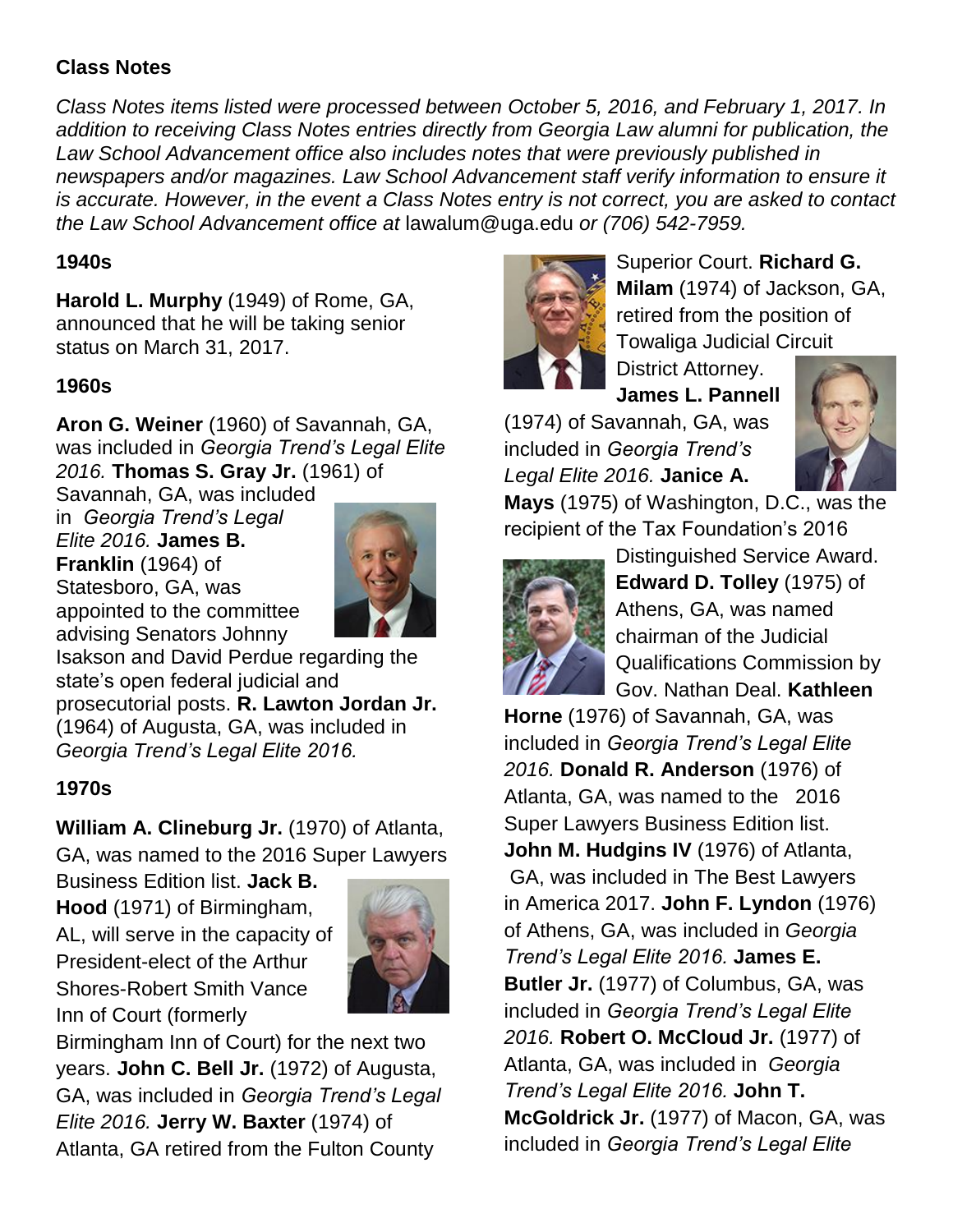## Class Notes

*Class Notes items listed were processed between October 5, 2016, and February 1, 2017. In addition to receiving Class Notes entries directly from Georgia Law alumni for publication, the Law School Advancement office also includes notes that were previously published in newspapers and/or magazines. Law School Advancement staff verify information to ensure it is accurate. However, in the event a Class Notes entry is not correct, you are asked to contact the Law School Advancement office at* lawalum@uga.edu *or (706) 542-7959.*

### 1940s

**Harold L. Murphy** (1949) of Rome, GA, announced that he will be taking senior status on March 31, 2017.

### 1960s

**Aron G. Weiner** (1960) of Savannah, GA, was included in *Georgia Trend's Legal Elite 2016.* **Thomas S. Gray Jr.** (1961) of Savannah, GA, was included in *Georgia Trend's Legal Elite 2016.* **James B. Franklin** (1964) of Statesboro, GA, was appointed to the committee advising Senators Johnny Isakson and David Perdue regarding the state's open federal judicial and prosecutorial posts. **R. Lawton Jordan Jr.** (1964) of Augusta, GA, was included in *Georgia Trend's Legal Elite 2016.*

### 1970s

**William A. Clineburg Jr.** (1970) of Atlanta, GA, was named to the 2016 Super Lawyers Business Edition list. **Jack B. Hood** (1971) of Birmingham, AL, will serve in the capacity of President-elect of the Arthur Shores-Robert Smith Vance Inn of Court (formerly Birmingham Inn of Court) for the next two years. **John C. Bell Jr.** (1972) of Augusta, GA, was included in *Georgia Trend's Legal Elite 2016.* **Jerry W. Baxter** (1974) of Atlanta, GA retired from the Fulton County Superior Court. **Richard G. Milam** (1974) of Jackson, GA, retired from the position of Towaliga Judicial Circuit District Attorney. **James L. Pannell** (1974) of Savannah, GA, was included in *Georgia Trend's Legal Elite 2016.* **Janice A. Mays** (1975) of Washington, D.C., was the recipient of the Tax Foundation's 2016 Distinguished Service Award. **Edward D. Tolley** (1975) of Athens, GA, was named chairman of the Judicial Qualifications Commission by Gov. Nathan Deal. **Kathleen Horne** (1976) of Savannah, GA, was included in *Georgia Trend's Legal Elite 2016.* **Donald R. Anderson** (1976) of Atlanta, GA, was named to the 2016 Super Lawyers Business Edition list. **John M. Hudgins IV** (1976) of Atlanta, GA, was included in The Best Lawyers in America 2017. **John F. Lyndon** (1976) of Athens, GA, was included in *Georgia Trend's Legal Elite 2016.* **James E. Butler Jr.** (1977) of Columbus, GA, was included in *Georgia Trend's Legal Elite 2016.* **Robert O. McCloud Jr.** (1977) of Atlanta, GA, was included in *Georgia Trend's Legal Elite 2016.* **John T. McGoldrick Jr.** (1977) of Macon, GA, was included in *Georgia Trend's Legal Elite*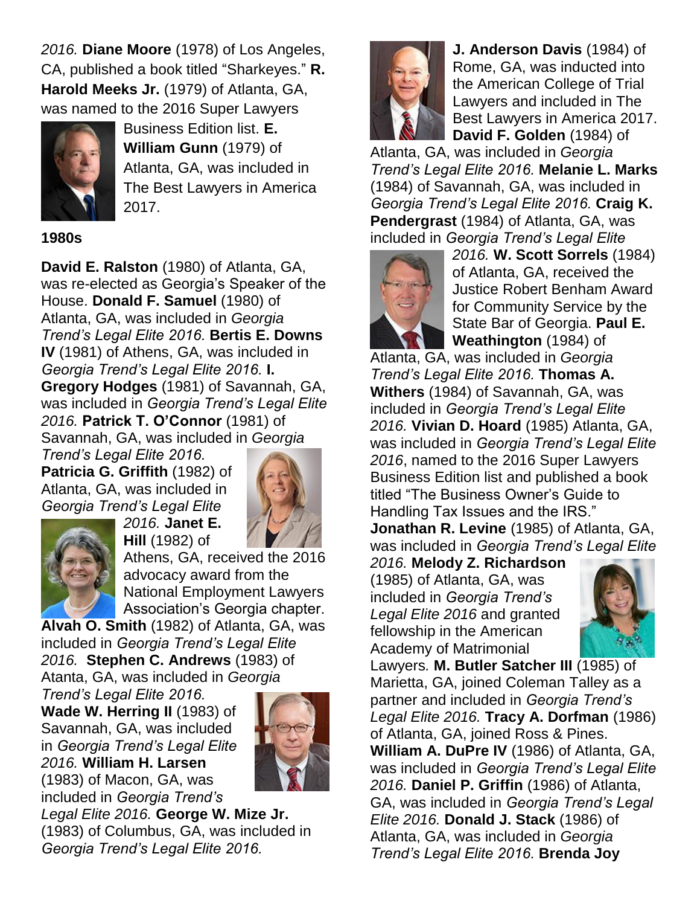*2016.* **Diane Moore** (1978) of Los Angeles, CA, published a book titled "Sharkeyes." **R. Harold Meeks Jr.** (1979) of Atlanta, GA, was named to the 2016 Super Lawyers Business Edition list. **E. William Gunn** (1979) of Atlanta, GA, was included in The Best Lawyers in America 2017.

**1980s**

**David E. Ralston** (1980) of Atlanta, GA, was re-elected as Georgia's Speaker of the House. **Donald F. Samuel** (1980) of Atlanta, GA, was included in *Georgia Trend's Legal Elite 2016.* **Bertis E. Downs IV** (1981) of Athens, GA, was included in *Georgia Trend's Legal Elite 2016.* **I. Gregory Hodges** (1981) of Savannah, GA, was included in *Georgia Trend's Legal Elite 2016.* **Patrick T. O'Connor** (1981) of Savannah, GA, was included in *Georgia Trend's Legal Elite 2016.* **Patricia G. Griffith** (1982) of Atlanta, GA, was included in *Georgia Trend's Legal Elite 2016.* **Janet E. Hill** (1982) of Athens, GA, received the 2016 advocacy award from the National Employment Lawyers Association's Georgia chapter. **Alvah O. Smith** (1982) of Atlanta, GA, was included in *Georgia Trend's Legal Elite 2016.* **Stephen C. Andrews** (1983) of Atanta, GA, was included in *Georgia Trend's Legal Elite 2016.* **Wade W. Herring II** (1983) of Savannah, GA, was included in *Georgia Trend's Legal Elite 2016.* **William H. Larsen** (1983) of Macon, GA, was included in *Georgia Trend's Legal Elite 2016.* **George W. Mize Jr.** (1983) of Columbus, GA, was included in *Georgia Trend's Legal Elite 2016.*

**J. Anderson Davis** (1984) of Rome, GA, was inducted into the American College of Trial Lawyers and included in The Best Lawyers in America 2017. **David F. Golden** (1984) of Atlanta, GA, was included in *Georgia Trend's Legal Elite 2016.* **Melanie L. Marks** (1984) of Savannah, GA, was included in *Georgia Trend's Legal Elite 2016.* **Craig K. Pendergrast** (1984) of Atlanta, GA, was included in *Georgia Trend's Legal Elite 2016.* **W. Scott Sorrels** (1984) of Atlanta, GA, received the Justice Robert Benham Award for Community Service by the State Bar of Georgia. **Paul E. Weathington** (1984) of Atlanta, GA, was included in *Georgia Trend's Legal Elite 2016.* **Thomas A. Withers** (1984) of Savannah, GA, was included in *Georgia Trend's Legal Elite 2016.* **Vivian D. Hoard** (1985) Atlanta, GA, was included in *Georgia Trend's Legal Elite 2016*, named to the 2016 Super Lawyers Business Edition list and published a book titled "The Business Owner's Guide to Handling Tax Issues and the IRS." **Jonathan R. Levine** (1985) of Atlanta, GA, was included in *Georgia Trend's Legal Elite 2016.* **Melody Z. Richardson** (1985) of Atlanta, GA, was included in *Georgia Trend's Legal Elite 2016* and granted fellowship in the American Academy of Matrimonial Lawyers. **M. Butler Satcher III** (1985) of Marietta, GA, joined Coleman Talley as a partner and included in *Georgia Trend's Legal Elite 2016.* **Tracy A. Dorfman** (1986) of Atlanta, GA, joined Ross & Pines. **William A. DuPre IV** (1986) of Atlanta, GA, was included in *Georgia Trend's Legal Elite 2016.* **Daniel P. Griffin** (1986) of Atlanta, GA, was included in *Georgia Trend's Legal Elite 2016.* **Donald J. Stack** (1986) of Atlanta, GA, was included in *Georgia Trend's Legal Elite 2016.* **Brenda Joy**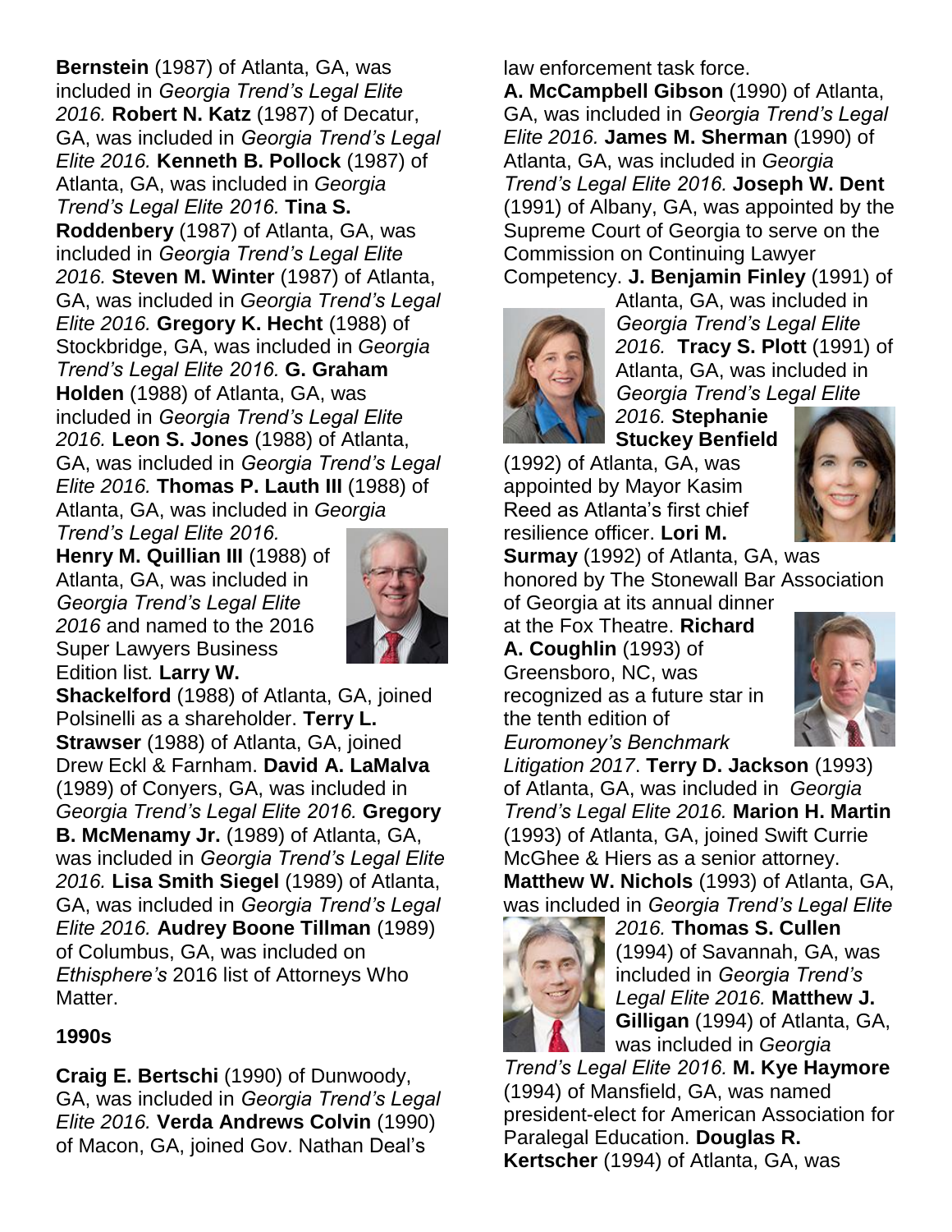**Bernstein** (1987) of Atlanta, GA, was included in *Georgia Trend's Legal Elite 2016.* **Robert N. Katz** (1987) of Decatur, GA, was included in *Georgia Trend's Legal Elite 2016.* **Kenneth B. Pollock** (1987) of Atlanta, GA, was included in *Georgia Trend's Legal Elite 2016.* **Tina S. Roddenbery** (1987) of Atlanta, GA, was included in *Georgia Trend's Legal Elite 2016.* **Steven M. Winter** (1987) of Atlanta, GA, was included in *Georgia Trend's Legal Elite 2016.* **Gregory K. Hecht** (1988) of Stockbridge, GA, was included in *Georgia Trend's Legal Elite 2016.* **G. Graham Holden** (1988) of Atlanta, GA, was included in *Georgia Trend's Legal Elite 2016.* **Leon S. Jones** (1988) of Atlanta, GA, was included in *Georgia Trend's Legal Elite 2016.* **Thomas P. Lauth III** (1988) of Atlanta, GA, was included in *Georgia Trend's Legal Elite 2016.* **Henry M. Quillian III** (1988) of Atlanta, GA, was included in *Georgia Trend's Legal Elite 2016* and named to the 2016 Super Lawyers Business Edition list. **Larry W. Shackelford** (1988) of Atlanta, GA, joined Polsinelli as a shareholder. **Terry L. Strawser** (1988) of Atlanta, GA, joined Drew Eckl & Farnham. **David A. LaMalva** (1989) of Conyers, GA, was included in *Georgia Trend's Legal Elite 2016.* **Gregory B. McMenamy Jr.** (1989) of Atlanta, GA, was included in *Georgia Trend's Legal Elite 2016.* **Lisa Smith Siegel** (1989) of Atlanta, GA, was included in *Georgia Trend's Legal Elite 2016.* **Audrey Boone Tillman** (1989) of Columbus, GA, was included on *Ethisphere's* 2016 list of Attorneys Who Matter.

## 1990s

**Craig E. Bertschi** (1990) of Dunwoody, GA, was included in *Georgia Trend's Legal Elite 2016.* **Verda Andrews Colvin** (1990) of Macon, GA, joined Gov. Nathan Deal's law enforcement task force. **A. McCampbell Gibson** (1990) of Atlanta, GA, was included in *Georgia Trend's Legal Elite 2016.* **James M. Sherman** (1990) of Atlanta, GA, was included in *Georgia Trend's Legal Elite 2016.* **Joseph W. Dent** (1991) of Albany, GA, was appointed by the Supreme Court of Georgia to serve on the Commission on Continuing Lawyer Competency. **J. Benjamin Finley** (1991) of Atlanta, GA, was included in *Georgia Trend's Legal Elite 2016.* **Tracy S. Plott** (1991) of Atlanta, GA, was included in *Georgia Trend's Legal Elite 2016.* **Stephanie Stuckey Benfield** (1992) of Atlanta, GA, was appointed by Mayor Kasim Reed as Atlanta's first chief resilience officer. **Lori M. Surmay** (1992) of Atlanta, GA, was honored by The Stonewall Bar Association of Georgia at its annual dinner at the Fox Theatre. **Richard A. Coughlin** (1993) of Greensboro, NC, was recognized as a future star in the tenth edition of *Euromoney's Benchmark Litigation 2017*. **Terry D. Jackson** (1993) of Atlanta, GA, was included in *Georgia Trend's Legal Elite 2016.* **Marion H. Martin** (1993) of Atlanta, GA, joined Swift Currie McGhee & Hiers as a senior attorney. **Matthew W. Nichols** (1993) of Atlanta, GA, was included in *Georgia Trend's Legal Elite 2016.* **Thomas S. Cullen** (1994) of Savannah, GA, was included in *Georgia Trend's Legal Elite 2016.* **Matthew J. Gilligan** (1994) of Atlanta, GA, was included in *Georgia Trend's Legal Elite 2016.* **M. Kye Haymore** (1994) of Mansfield, GA, was named president-elect for American Association for Paralegal Education. **Douglas R. Kertscher** (1994) of Atlanta, GA, was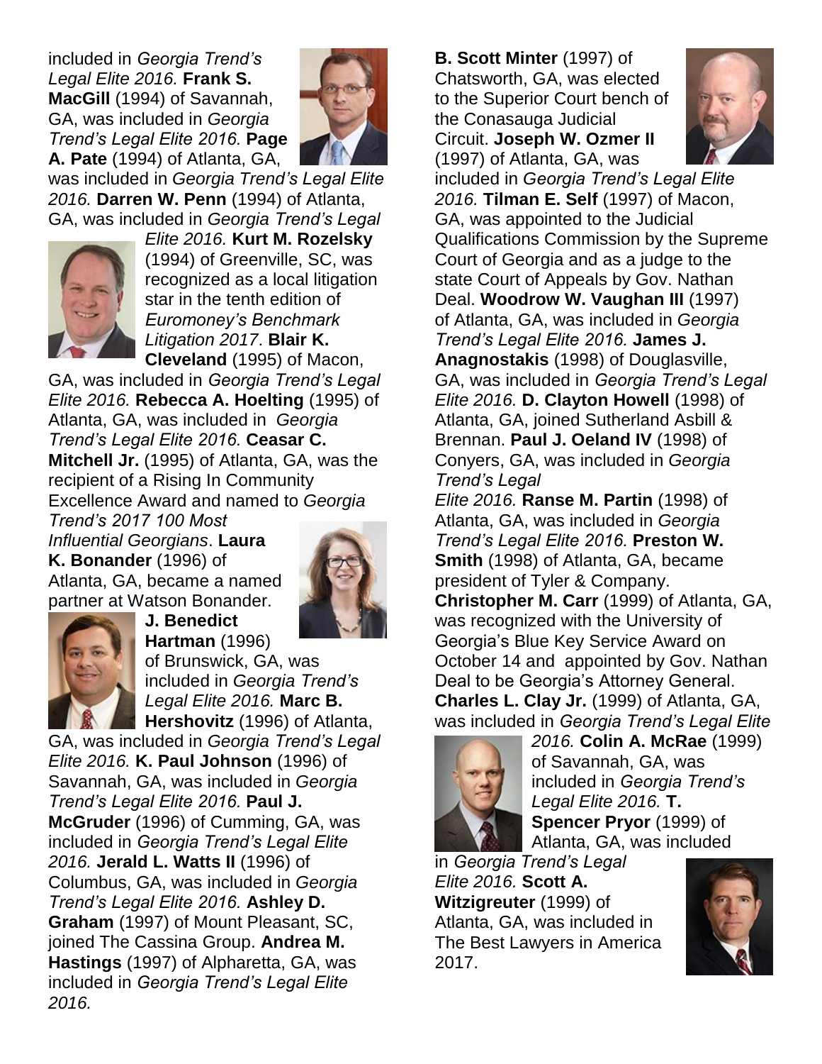included in *Georgia Trend's Legal Elite 2016.* **Frank S. MacGill** (1994) of Savannah, GA, was included in *Georgia Trend's Legal Elite 2016.* **Page A. Pate** (1994) of Atlanta, GA, was included in *Georgia Trend's Legal Elite 2016.* **Darren W. Penn** (1994) of Atlanta, GA, was included in *Georgia Trend's Legal Elite 2016.* **Kurt M. Rozelsky** (1994) of Greenville, SC, was recognized as a local litigation star in the tenth edition of *Euromoney's Benchmark Litigation 2017*. **Blair K. Cleveland** (1995) of Macon, GA, was included in *Georgia Trend's Legal Elite 2016.* **Rebecca A. Hoelting** (1995) of Atlanta, GA, was included in *Georgia Trend's Legal Elite 2016.* **Ceasar C. Mitchell Jr.** (1995) of Atlanta, GA, was the recipient of a Rising In Community Excellence Award and named to *Georgia Trend's 2017 100 Most Influential Georgians*. **Laura K. Bonander** (1996) of Atlanta, GA, became a named partner at Watson Bonander. **J. Benedict Hartman** (1996) of Brunswick, GA, was included in *Georgia Trend's Legal Elite 2016.* **Marc B. Hershovitz** (1996) of Atlanta, GA, was included in *Georgia Trend's Legal Elite 2016.* **K. Paul Johnson** (1996) of Savannah, GA, was included in *Georgia Trend's Legal Elite 2016.* **Paul J. McGruder** (1996) of Cumming, GA, was included in *Georgia Trend's Legal Elite 2016.* **Jerald L. Watts II** (1996) of Columbus, GA, was included in *Georgia Trend's Legal Elite 2016.* **Ashley D. Graham** (1997) of Mount Pleasant, SC, joined The Cassina Group. **Andrea M. Hastings** (1997) of Alpharetta, GA, was included in *Georgia Trend's Legal Elite 2016.*

**B. Scott Minter** (1997) of Chatsworth, GA, was elected to the Superior Court bench of the Conasauga Judicial Circuit. **Joseph W. Ozmer II** (1997) of Atlanta, GA, was included in *Georgia Trend's Legal Elite 2016.* **Tilman E. Self** (1997) of Macon, GA, was appointed to the Judicial Qualifications Commission by the Supreme Court of Georgia and as a judge to the state Court of Appeals by Gov. Nathan Deal. **Woodrow W. Vaughan III** (1997) of Atlanta, GA, was included in *Georgia Trend's Legal Elite 2016.* **James J. Anagnostakis** (1998) of Douglasville, GA, was included in *Georgia Trend's Legal Elite 2016.* **D. Clayton Howell** (1998) of Atlanta, GA, joined Sutherland Asbill & Brennan. **Paul J. Oeland IV** (1998) of Conyers, GA, was included in *Georgia Trend's Legal Elite 2016.* **Ranse M. Partin** (1998) of Atlanta, GA, was included in *Georgia Trend's Legal Elite 2016.* **Preston W. Smith** (1998) of Atlanta, GA, became president of Tyler & Company. **Christopher M. Carr** (1999) of Atlanta, GA, was recognized with the University of Georgia's Blue Key Service Award on October 14 and appointed by Gov. Nathan Deal to be Georgia's Attorney General. **Charles L. Clay Jr.** (1999) of Atlanta, GA, was included in *Georgia Trend's Legal Elite 2016.* **Colin A. McRae** (1999) of Savannah, GA, was included in *Georgia Trend's Legal Elite 2016.* **T. Spencer Pryor** (1999) of Atlanta, GA, was included in *Georgia Trend's Legal Elite 2016.* **Scott A. Witzigreuter** (1999) of Atlanta, GA, was included in The Best Lawyers in America 2017.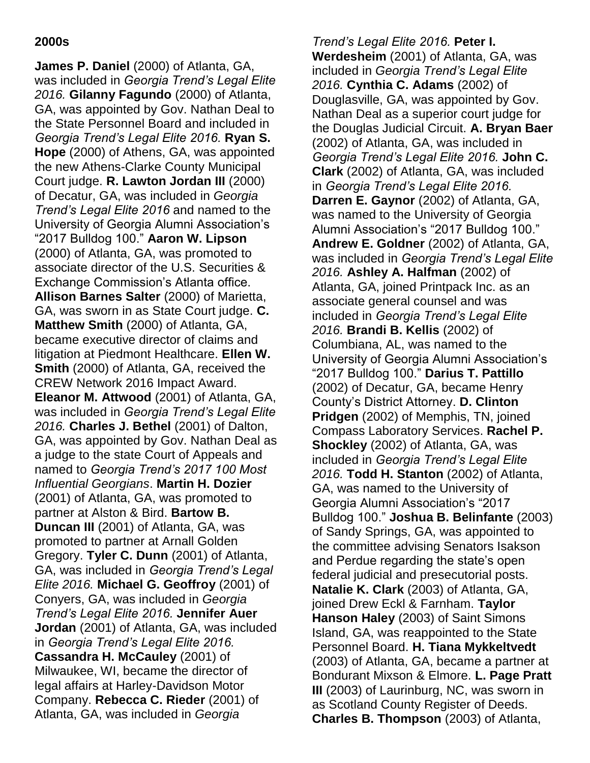## 2000s

**James P. Daniel** (2000) of Atlanta, GA, was included in *Georgia Trend's Legal Elite 2016.* **Gilanny Fagundo** (2000) of Atlanta, GA, was appointed by Gov. Nathan Deal to the State Personnel Board and included in *Georgia Trend's Legal Elite 2016.* **Ryan S. Hope** (2000) of Athens, GA, was appointed the new Athens-Clarke County Municipal Court judge. **R. Lawton Jordan III** (2000) of Decatur, GA, was included in *Georgia Trend's Legal Elite 2016* and named to the University of Georgia Alumni Association's "2017 Bulldog 100." **Aaron W. Lipson** (2000) of Atlanta, GA, was promoted to associate director of the U.S. Securities & Exchange Commission's Atlanta office. **Allison Barnes Salter** (2000) of Marietta, GA, was sworn in as State Court judge. **C. Matthew Smith** (2000) of Atlanta, GA, became executive director of claims and litigation at Piedmont Healthcare. **Ellen W. Smith** (2000) of Atlanta, GA, received the CREW Network 2016 Impact Award. **Eleanor M. Attwood** (2001) of Atlanta, GA, was included in *Georgia Trend's Legal Elite 2016.* **Charles J. Bethel** (2001) of Dalton, GA, was appointed by Gov. Nathan Deal as a judge to the state Court of Appeals and named to *Georgia Trend's 2017 100 Most Influential Georgians*. **Martin H. Dozier** (2001) of Atlanta, GA, was promoted to partner at Alston & Bird. **Bartow B. Duncan III** (2001) of Atlanta, GA, was promoted to partner at Arnall Golden Gregory. **Tyler C. Dunn** (2001) of Atlanta, GA, was included in *Georgia Trend's Legal Elite 2016.* **Michael G. Geoffroy** (2001) of Conyers, GA, was included in *Georgia Trend's Legal Elite 2016.* **Jennifer Auer Jordan** (2001) of Atlanta, GA, was included in *Georgia Trend's Legal Elite 2016.* **Cassandra H. McCauley** (2001) of Milwaukee, WI, became the director of legal affairs at Harley-Davidson Motor Company. **Rebecca C. Rieder** (2001) of Atlanta, GA, was included in *Georgia Trend's Legal Elite 2016.* **Peter I. Werdesheim** (2001) of Atlanta, GA, was included in *Georgia Trend's Legal Elite 2016.* **Cynthia C. Adams** (2002) of Douglasville, GA, was appointed by Gov. Nathan Deal as a superior court judge for the Douglas Judicial Circuit. **A. Bryan Baer** (2002) of Atlanta, GA, was included in *Georgia Trend's Legal Elite 2016.* **John C. Clark** (2002) of Atlanta, GA, was included in *Georgia Trend's Legal Elite 2016.* **Darren E. Gaynor** (2002) of Atlanta, GA, was named to the University of Georgia Alumni Association's "2017 Bulldog 100." **Andrew E. Goldner** (2002) of Atlanta, GA, was included in *Georgia Trend's Legal Elite 2016.* **Ashley A. Halfman** (2002) of Atlanta, GA, joined Printpack Inc. as an associate general counsel and was included in *Georgia Trend's Legal Elite 2016.* **Brandi B. Kellis** (2002) of Columbiana, AL, was named to the University of Georgia Alumni Association's "2017 Bulldog 100." **Darius T. Pattillo** (2002) of Decatur, GA, became Henry County's District Attorney. **D. Clinton Pridgen** (2002) of Memphis, TN, joined Compass Laboratory Services. **Rachel P. Shockley** (2002) of Atlanta, GA, was included in *Georgia Trend's Legal Elite 2016.* **Todd H. Stanton** (2002) of Atlanta, GA, was named to the University of Georgia Alumni Association's "2017 Bulldog 100." **Joshua B. Belinfante** (2003) of Sandy Springs, GA, was appointed to the committee advising Senators Isakson and Perdue regarding the state's open federal judicial and presecutorial posts. **Natalie K. Clark** (2003) of Atlanta, GA, joined Drew Eckl & Farnham. **Taylor Hanson Haley** (2003) of Saint Simons Island, GA, was reappointed to the State Personnel Board. **H. Tiana Mykkeltvedt** (2003) of Atlanta, GA, became a partner at Bondurant Mixson & Elmore. **L. Page Pratt III** (2003) of Laurinburg, NC, was sworn in as Scotland County Register of Deeds. **Charles B. Thompson** (2003) of Atlanta,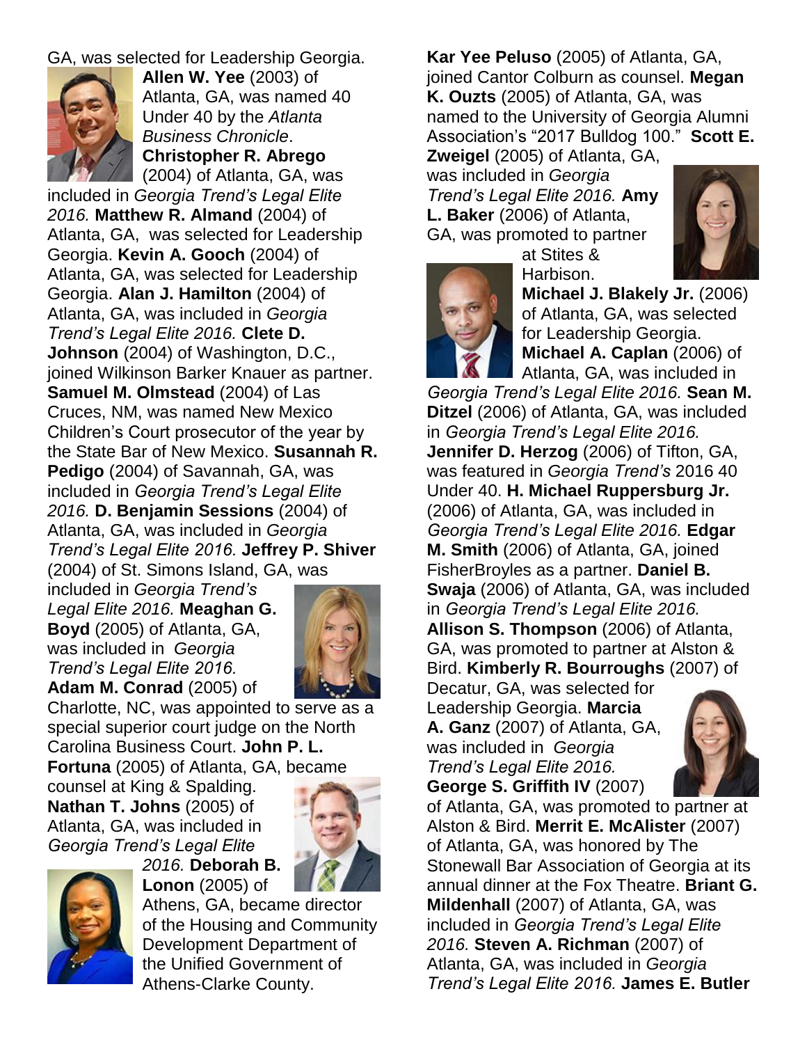GA, was selected for Leadership Georgia. **Allen W. Yee** (2003) of Atlanta, GA, was named 40 Under 40 by the *Atlanta Business Chronicle*. **Christopher R. Abrego** (2004) of Atlanta, GA, was included in *Georgia Trend's Legal Elite 2016.* **Matthew R. Almand** (2004) of Atlanta, GA, was selected for Leadership Georgia. **Kevin A. Gooch** (2004) of Atlanta, GA, was selected for Leadership Georgia. **Alan J. Hamilton** (2004) of Atlanta, GA, was included in *Georgia Trend's Legal Elite 2016.* **Clete D. Johnson** (2004) of Washington, D.C., joined Wilkinson Barker Knauer as partner. **Samuel M. Olmstead** (2004) of Las Cruces, NM, was named New Mexico Children's Court prosecutor of the year by the State Bar of New Mexico. **Susannah R. Pedigo** (2004) of Savannah, GA, was included in *Georgia Trend's Legal Elite 2016.* **D. Benjamin Sessions** (2004) of Atlanta, GA, was included in *Georgia Trend's Legal Elite 2016.* **Jeffrey P. Shiver** (2004) of St. Simons Island, GA, was included in *Georgia Trend's Legal Elite 2016.* **Meaghan G. Boyd** (2005) of Atlanta, GA, was included in *Georgia Trend's Legal Elite 2016.* **Adam M. Conrad** (2005) of Charlotte, NC, was appointed to serve as a special superior court judge on the North Carolina Business Court. **John P. L. Fortuna** (2005) of Atlanta, GA, became counsel at King & Spalding. **Nathan T. Johns** (2005) of Atlanta, GA, was included in *Georgia Trend's Legal Elite 2016.* **Deborah B. Lonon** (2005) of Athens, GA, became director of the Housing and Community Development Department of the Unified Government of Athens-Clarke County.

**Kar Yee Peluso** (2005) of Atlanta, GA, joined Cantor Colburn as counsel. **Megan K. Ouzts** (2005) of Atlanta, GA, was named to the University of Georgia Alumni Association's "2017 Bulldog 100." **Scott E. Zweigel** (2005) of Atlanta, GA, was included in *Georgia Trend's Legal Elite 2016.* **Amy L. Baker** (2006) of Atlanta, GA, was promoted to partner at Stites & Harbison. **Michael J. Blakely Jr.** (2006) of Atlanta, GA, was selected for Leadership Georgia. **Michael A. Caplan** (2006) of Atlanta, GA, was included in *Georgia Trend's Legal Elite 2016.* **Sean M. Ditzel** (2006) of Atlanta, GA, was included in *Georgia Trend's Legal Elite 2016.* **Jennifer D. Herzog** (2006) of Tifton, GA, was featured in *Georgia Trend's* 2016 40 Under 40. **H. Michael Ruppersburg Jr.** (2006) of Atlanta, GA, was included in *Georgia Trend's Legal Elite 2016.* **Edgar M. Smith** (2006) of Atlanta, GA, joined FisherBroyles as a partner. **Daniel B. Swaja** (2006) of Atlanta, GA, was included in *Georgia Trend's Legal Elite 2016.* **Allison S. Thompson** (2006) of Atlanta, GA, was promoted to partner at Alston & Bird. **Kimberly R. Bourroughs** (2007) of Decatur, GA, was selected for Leadership Georgia. **Marcia A. Ganz** (2007) of Atlanta, GA, was included in *Georgia Trend's Legal Elite 2016.* **George S. Griffith IV** (2007) of Atlanta, GA, was promoted to partner at Alston & Bird. **Merrit E. McAlister** (2007) of Atlanta, GA, was honored by The Stonewall Bar Association of Georgia at its annual dinner at the Fox Theatre. **Briant G. Mildenhall** (2007) of Atlanta, GA, was included in *Georgia Trend's Legal Elite 2016.* **Steven A. Richman** (2007) of Atlanta, GA, was included in *Georgia Trend's Legal Elite 2016.* **James E. Butler**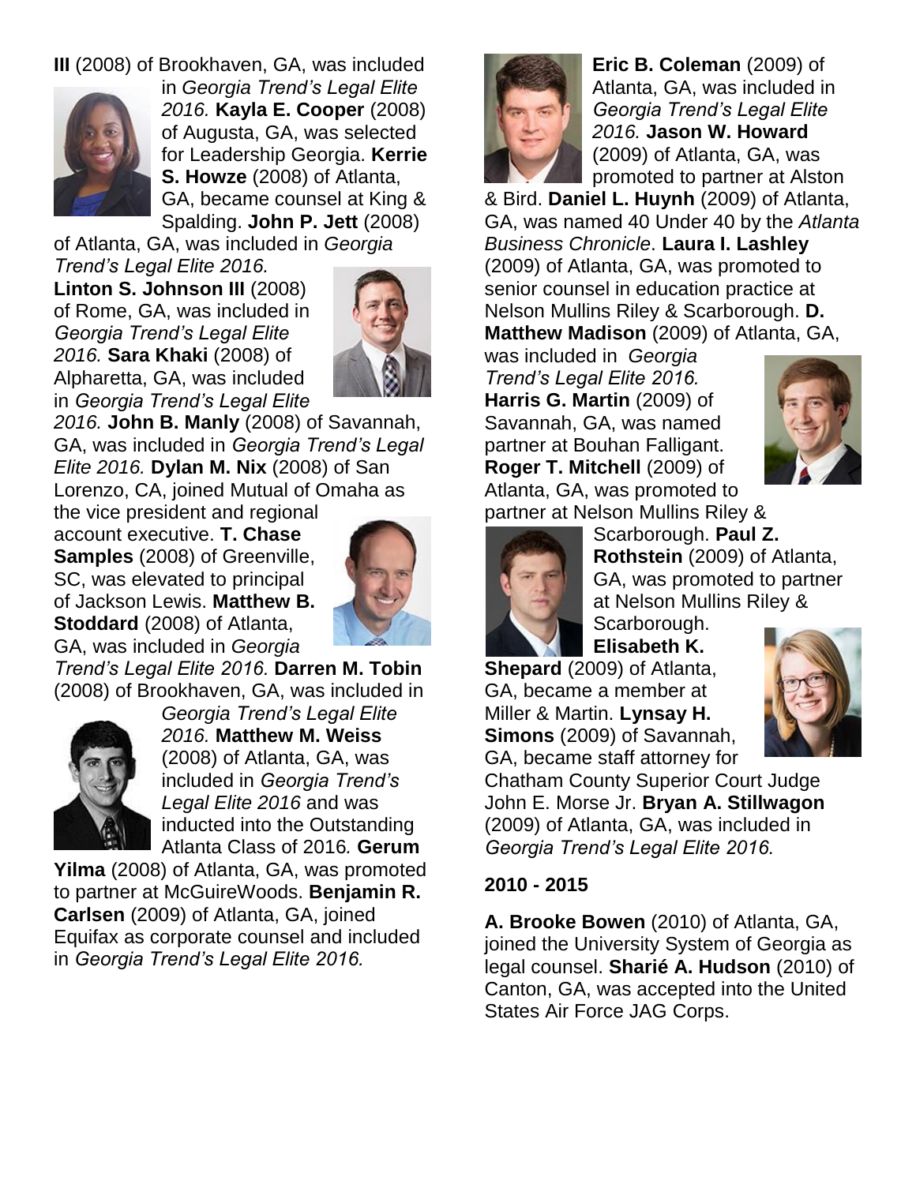**III** (2008) of Brookhaven, GA, was included in *Georgia Trend's Legal Elite 2016.* **Kayla E. Cooper** (2008) of Augusta, GA, was selected for Leadership Georgia. **Kerrie S. Howze** (2008) of Atlanta, GA, became counsel at King & Spalding. **John P. Jett** (2008) of Atlanta, GA, was included in *Georgia Trend's Legal Elite 2016.* **Linton S. Johnson III** (2008) of Rome, GA, was included in *Georgia Trend's Legal Elite 2016.* **Sara Khaki** (2008) of Alpharetta, GA, was included in *Georgia Trend's Legal Elite 2016.* **John B. Manly** (2008) of Savannah, GA, was included in *Georgia Trend's Legal Elite 2016.* **Dylan M. Nix** (2008) of San Lorenzo, CA, joined Mutual of Omaha as the vice president and regional account executive. **T. Chase Samples** (2008) of Greenville, SC, was elevated to principal of Jackson Lewis. **Matthew B. Stoddard** (2008) of Atlanta, GA, was included in *Georgia Trend's Legal Elite 2016.* **Darren M. Tobin** (2008) of Brookhaven, GA, was included in *Georgia Trend's Legal Elite 2016.* **Matthew M. Weiss** (2008) of Atlanta, GA, was included in *Georgia Trend's Legal Elite 2016* and was inducted into the Outstanding Atlanta Class of 2016*.* **Gerum Yilma** (2008) of Atlanta, GA, was promoted to partner at McGuireWoods. **Benjamin R. Carlsen** (2009) of Atlanta, GA, joined Equifax as corporate counsel and included in *Georgia Trend's Legal Elite 2016.*

**Eric B. Coleman** (2009) of Atlanta, GA, was included in *Georgia Trend's Legal Elite 2016.* **Jason W. Howard** (2009) of Atlanta, GA, was promoted to partner at Alston & Bird. **Daniel L. Huynh** (2009) of Atlanta, GA, was named 40 Under 40 by the *Atlanta Business Chronicle*. **Laura I. Lashley** (2009) of Atlanta, GA, was promoted to senior counsel in education practice at Nelson Mullins Riley & Scarborough. **D. Matthew Madison** (2009) of Atlanta, GA, was included in *Georgia Trend's Legal Elite 2016.* **Harris G. Martin** (2009) of Savannah, GA, was named partner at Bouhan Falligant. **Roger T. Mitchell** (2009) of Atlanta, GA, was promoted to partner at Nelson Mullins Riley & Scarborough. **Paul Z. Rothstein** (2009) of Atlanta, GA, was promoted to partner at Nelson Mullins Riley & Scarborough. **Elisabeth K. Shepard** (2009) of Atlanta, GA, became a member at Miller & Martin. **Lynsay H. Simons** (2009) of Savannah, GA, became staff attorney for Chatham County Superior Court Judge John E. Morse Jr. **Bryan A. Stillwagon** (2009) of Atlanta, GA, was included in *Georgia Trend's Legal Elite 2016.*

**2010 - 2015**

**A. Brooke Bowen** (2010) of Atlanta, GA, joined the University System of Georgia as legal counsel. **Sharié A. Hudson** (2010) of Canton, GA, was accepted into the United States Air Force JAG Corps.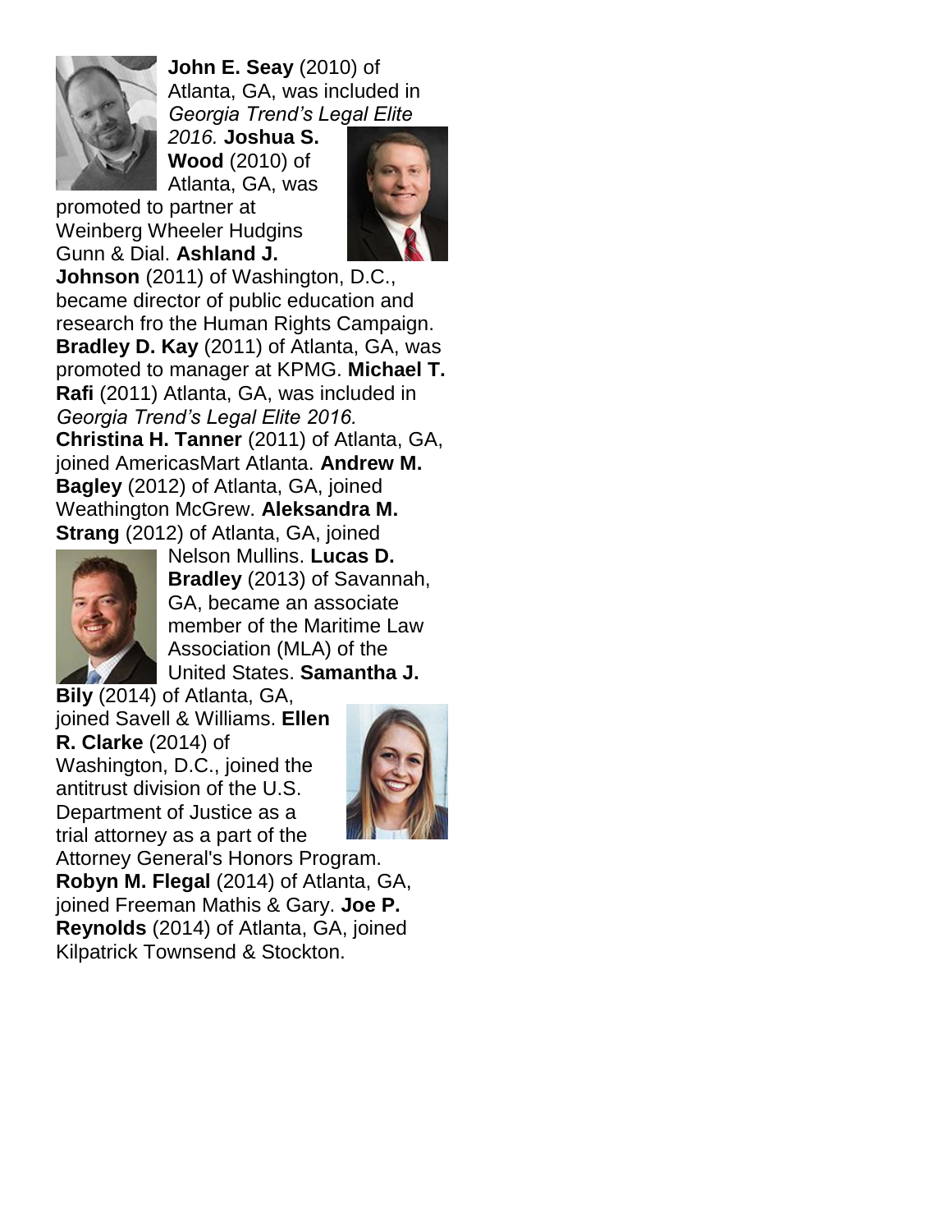**John E. Seay** (2010) of Atlanta, GA, was included in *Georgia Trend's Legal Elite 2016.* **Joshua S. Wood** (2010) of Atlanta, GA, was promoted to partner at Weinberg Wheeler Hudgins Gunn & Dial. **Ashland J. Johnson** (2011) of Washington, D.C., became director of public education and research fro the Human Rights Campaign. **Bradley D. Kay** (2011) of Atlanta, GA, was promoted to manager at KPMG. **Michael T. Rafi** (2011) Atlanta, GA, was included in *Georgia Trend's Legal Elite 2016.* **Christina H. Tanner** (2011) of Atlanta, GA, joined AmericasMart Atlanta. **Andrew M. Bagley** (2012) of Atlanta, GA, joined Weathington McGrew. **Aleksandra M. Strang** (2012) of Atlanta, GA, joined Nelson Mullins. **Lucas D. Bradley** (2013) of Savannah, GA, became an associate member of the Maritime Law Association (MLA) of the United States. **Samantha J. Bily** (2014) of Atlanta, GA, joined Savell & Williams. **Ellen R. Clarke** (2014) of Washington, D.C., joined the antitrust division of the U.S. Department of Justice as a trial attorney as a part of the Attorney General's Honors Program. **Robyn M. Flegal** (2014) of Atlanta, GA, joined Freeman Mathis & Gary. **Joe P. Reynolds** (2014) of Atlanta, GA, joined Kilpatrick Townsend & Stockton.